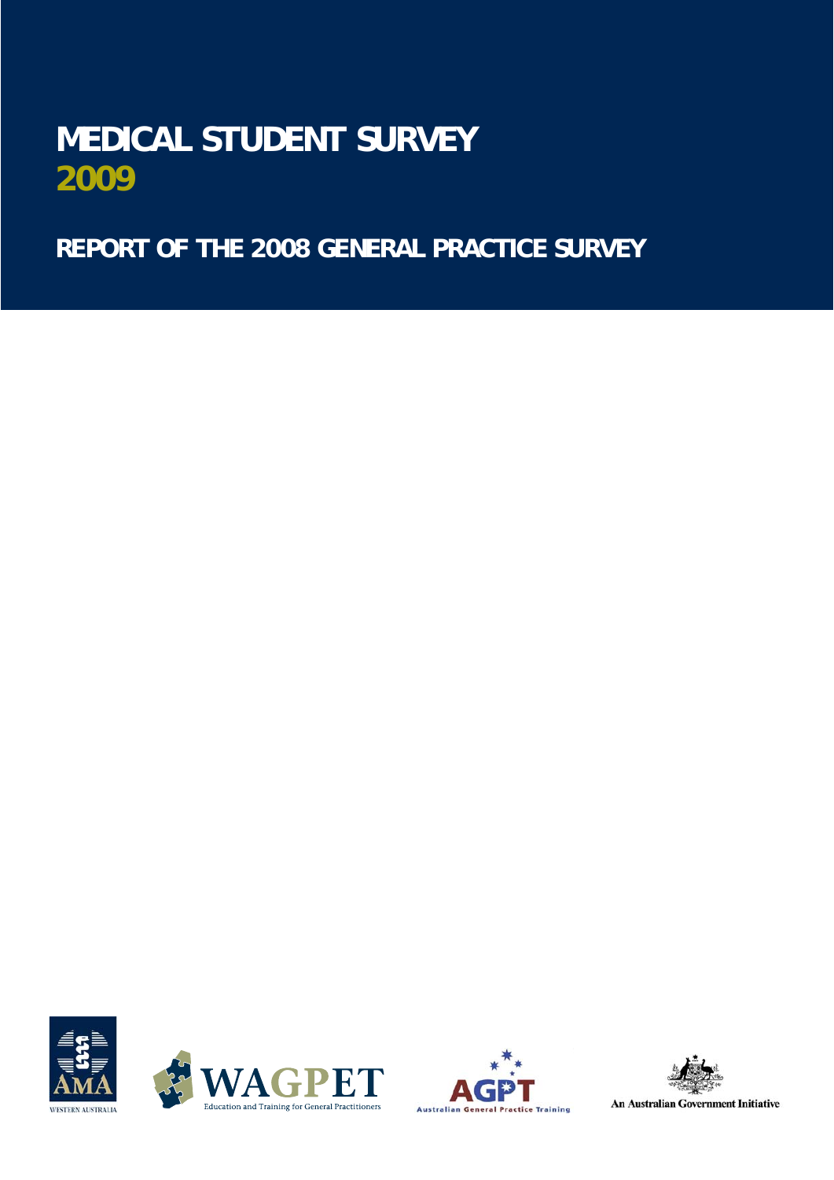# MEDICAL STUDENT SURVEY 2009

## REPORT OF THE 2008 GENERAL PRACTICE SURVEY

AMA WESTERN AUSTRALIA

WAGPET Education and Training for General Practitioners

AGPT Australian General Practice Training

An Australian Government Initiative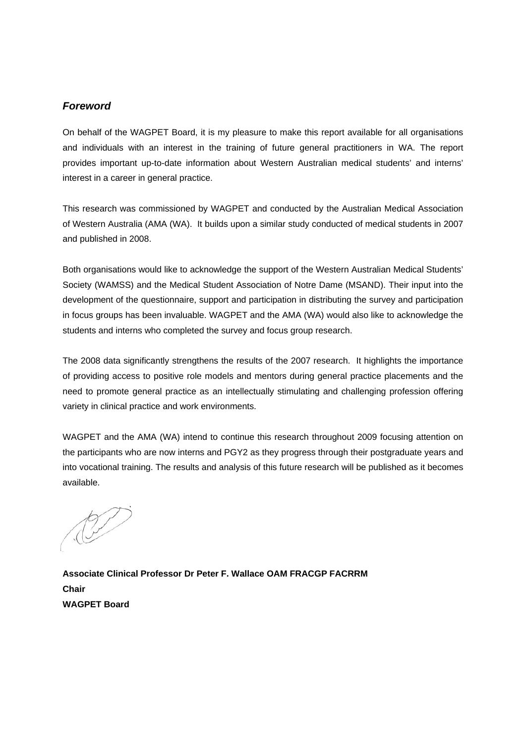## *Foreword*

On behalf of the WAGPET Board, it is my pleasure to make this report available for all organisations and individuals with an interest in the training of future general practitioners in WA. The report provides important up-to-date information about Western Australian medical students' and interns' interest in a career in general practice.

This research was commissioned by WAGPET and conducted by the Australian Medical Association of Western Australia (AMA (WA). It builds upon a similar study conducted of medical students in 2007 and published in 2008.

Both organisations would like to acknowledge the support of the Western Australian Medical Students' Society (WAMSS) and the Medical Student Association of Notre Dame (MSAND). Their input into the development of the questionnaire, support and participation in distributing the survey and participation in focus groups has been invaluable. WAGPET and the AMA (WA) would also like to acknowledge the students and interns who completed the survey and focus group research.

The 2008 data significantly strengthens the results of the 2007 research. It highlights the importance of providing access to positive role models and mentors during general practice placements and the need to promote general practice as an intellectually stimulating and challenging profession offering variety in clinical practice and work environments.

WAGPET and the AMA (WA) intend to continue this research throughout 2009 focusing attention on the participants who are now interns and PGY2 as they progress through their postgraduate years and into vocational training. The results and analysis of this future research will be published as it becomes available.

**Associate Clinical Professor Dr Peter F. Wallace OAM FRACGP FACRRM**
**Chair**
**WAGPET Board**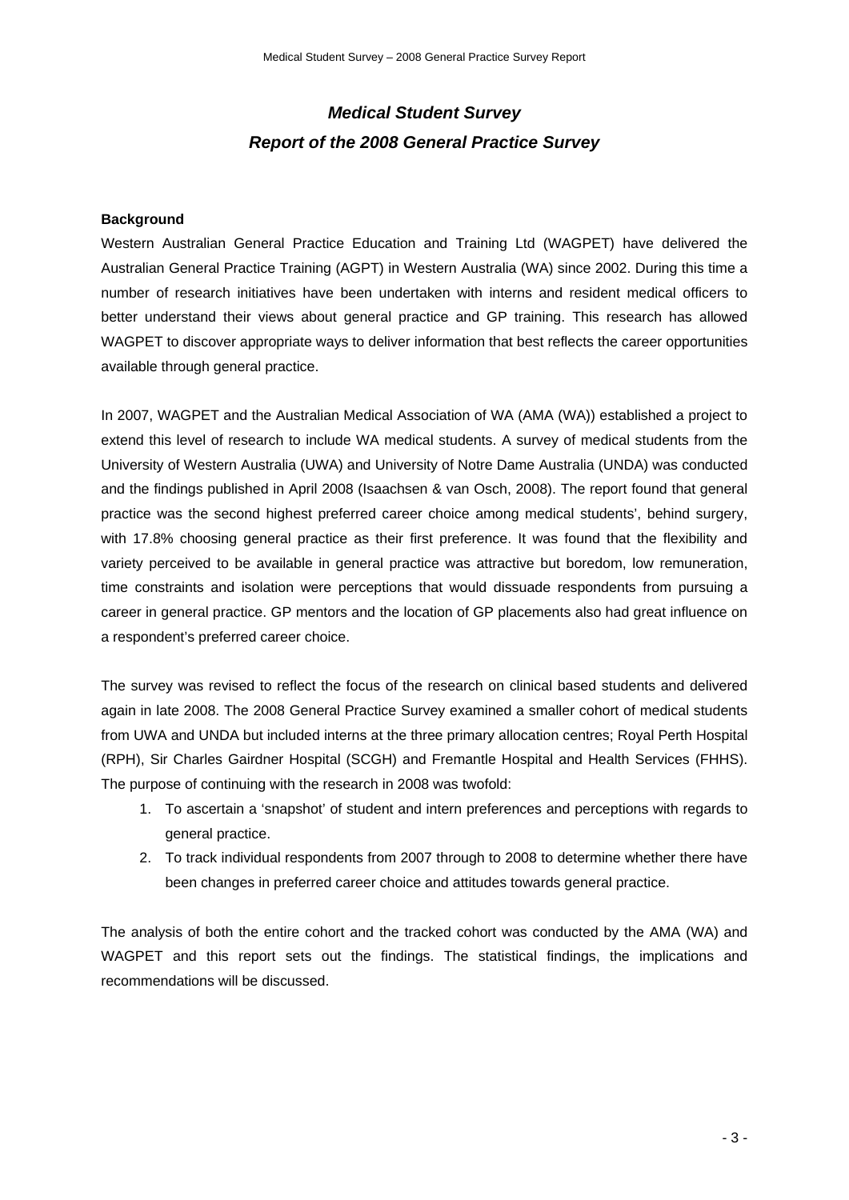# *Medical Student Survey*
# *Report of the 2008 General Practice Survey*

**Background**

Western Australian General Practice Education and Training Ltd (WAGPET) have delivered the Australian General Practice Training (AGPT) in Western Australia (WA) since 2002. During this time a number of research initiatives have been undertaken with interns and resident medical officers to better understand their views about general practice and GP training. This research has allowed WAGPET to discover appropriate ways to deliver information that best reflects the career opportunities available through general practice.

In 2007, WAGPET and the Australian Medical Association of WA (AMA (WA)) established a project to extend this level of research to include WA medical students. A survey of medical students from the University of Western Australia (UWA) and University of Notre Dame Australia (UNDA) was conducted and the findings published in April 2008 (Isaachsen & van Osch, 2008). The report found that general practice was the second highest preferred career choice among medical students', behind surgery, with 17.8% choosing general practice as their first preference. It was found that the flexibility and variety perceived to be available in general practice was attractive but boredom, low remuneration, time constraints and isolation were perceptions that would dissuade respondents from pursuing a career in general practice. GP mentors and the location of GP placements also had great influence on a respondent's preferred career choice.

The survey was revised to reflect the focus of the research on clinical based students and delivered again in late 2008. The 2008 General Practice Survey examined a smaller cohort of medical students from UWA and UNDA but included interns at the three primary allocation centres; Royal Perth Hospital (RPH), Sir Charles Gairdner Hospital (SCGH) and Fremantle Hospital and Health Services (FHHS). The purpose of continuing with the research in 2008 was twofold:

1. To ascertain a 'snapshot' of student and intern preferences and perceptions with regards to general practice.
2. To track individual respondents from 2007 through to 2008 to determine whether there have been changes in preferred career choice and attitudes towards general practice.

The analysis of both the entire cohort and the tracked cohort was conducted by the AMA (WA) and WAGPET and this report sets out the findings. The statistical findings, the implications and recommendations will be discussed.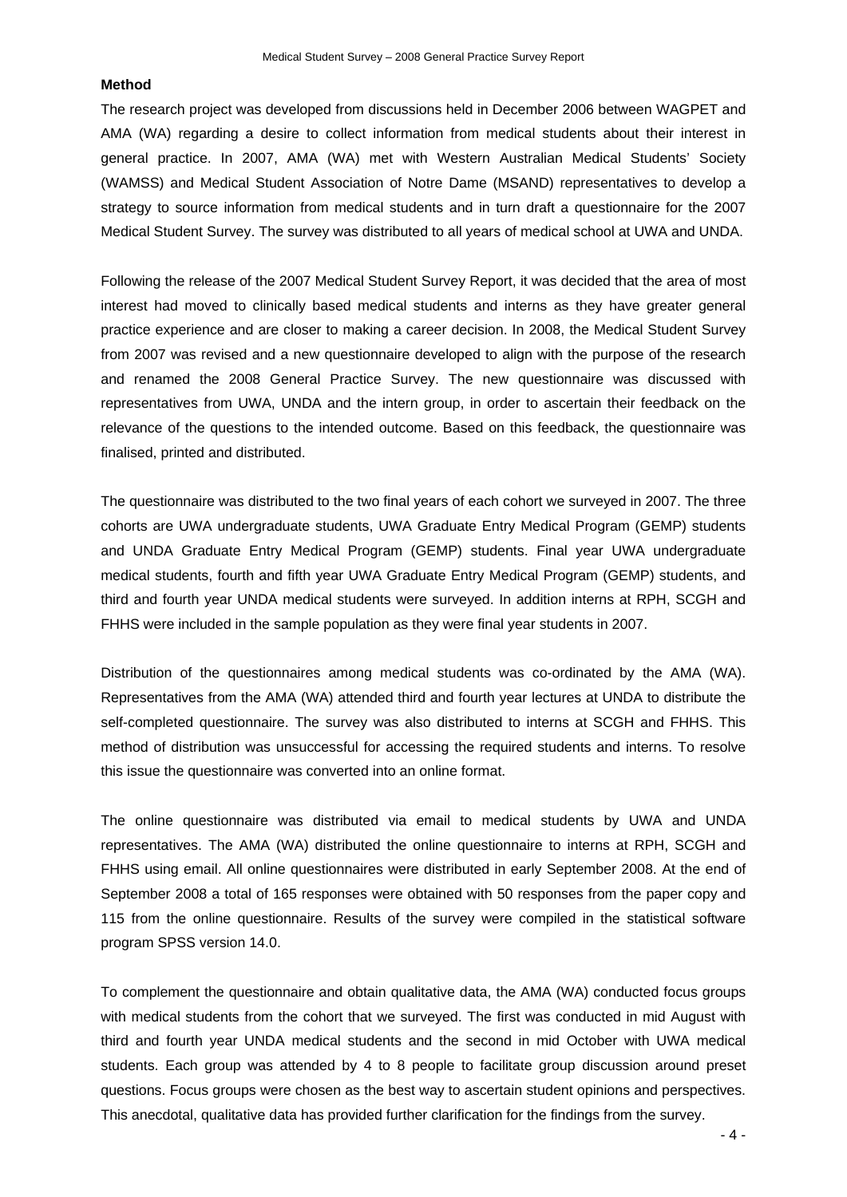## Method

The research project was developed from discussions held in December 2006 between WAGPET and AMA (WA) regarding a desire to collect information from medical students about their interest in general practice. In 2007, AMA (WA) met with Western Australian Medical Students' Society (WAMSS) and Medical Student Association of Notre Dame (MSAND) representatives to develop a strategy to source information from medical students and in turn draft a questionnaire for the 2007 Medical Student Survey. The survey was distributed to all years of medical school at UWA and UNDA.

Following the release of the 2007 Medical Student Survey Report, it was decided that the area of most interest had moved to clinically based medical students and interns as they have greater general practice experience and are closer to making a career decision. In 2008, the Medical Student Survey from 2007 was revised and a new questionnaire developed to align with the purpose of the research and renamed the 2008 General Practice Survey. The new questionnaire was discussed with representatives from UWA, UNDA and the intern group, in order to ascertain their feedback on the relevance of the questions to the intended outcome. Based on this feedback, the questionnaire was finalised, printed and distributed.

The questionnaire was distributed to the two final years of each cohort we surveyed in 2007. The three cohorts are UWA undergraduate students, UWA Graduate Entry Medical Program (GEMP) students and UNDA Graduate Entry Medical Program (GEMP) students. Final year UWA undergraduate medical students, fourth and fifth year UWA Graduate Entry Medical Program (GEMP) students, and third and fourth year UNDA medical students were surveyed. In addition interns at RPH, SCGH and FHHS were included in the sample population as they were final year students in 2007.

Distribution of the questionnaires among medical students was co-ordinated by the AMA (WA). Representatives from the AMA (WA) attended third and fourth year lectures at UNDA to distribute the self-completed questionnaire. The survey was also distributed to interns at SCGH and FHHS. This method of distribution was unsuccessful for accessing the required students and interns. To resolve this issue the questionnaire was converted into an online format.

The online questionnaire was distributed via email to medical students by UWA and UNDA representatives. The AMA (WA) distributed the online questionnaire to interns at RPH, SCGH and FHHS using email. All online questionnaires were distributed in early September 2008. At the end of September 2008 a total of 165 responses were obtained with 50 responses from the paper copy and 115 from the online questionnaire. Results of the survey were compiled in the statistical software program SPSS version 14.0.

To complement the questionnaire and obtain qualitative data, the AMA (WA) conducted focus groups with medical students from the cohort that we surveyed. The first was conducted in mid August with third and fourth year UNDA medical students and the second in mid October with UWA medical students. Each group was attended by 4 to 8 people to facilitate group discussion around preset questions. Focus groups were chosen as the best way to ascertain student opinions and perspectives. This anecdotal, qualitative data has provided further clarification for the findings from the survey.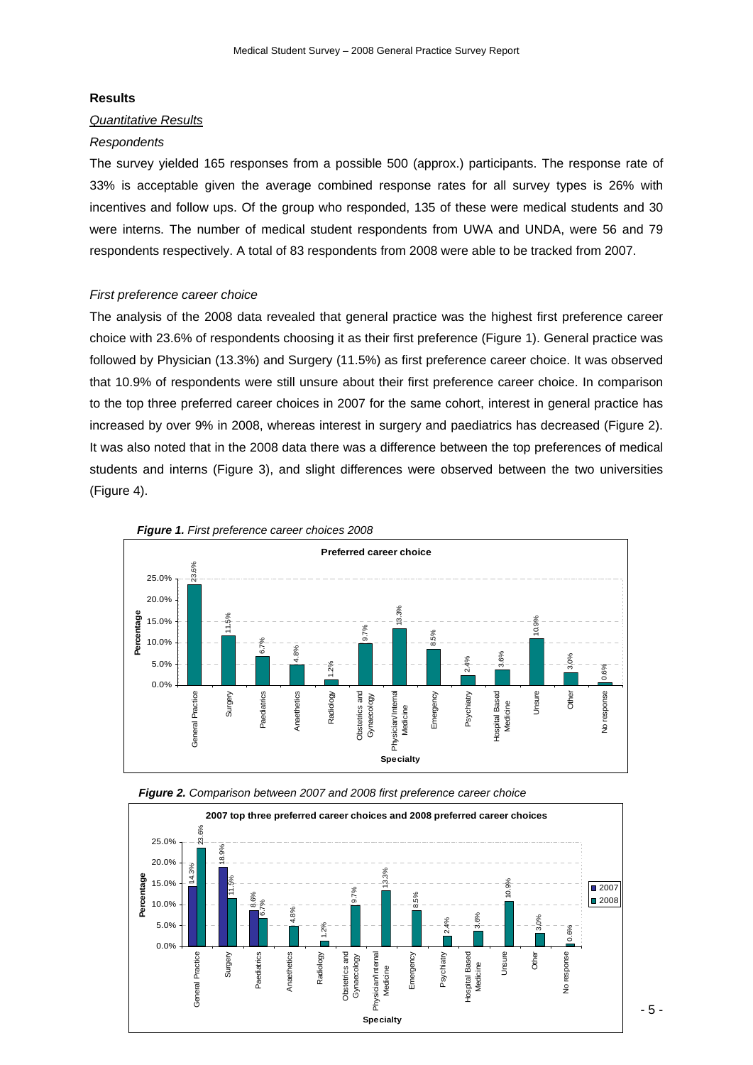## Results

### *Quantitative Results*

#### *Respondents*

The survey yielded 165 responses from a possible 500 (approx.) participants. The response rate of 33% is acceptable given the average combined response rates for all survey types is 26% with incentives and follow ups. Of the group who responded, 135 of these were medical students and 30 were interns. The number of medical student respondents from UWA and UNDA, were 56 and 79 respondents respectively. A total of 83 respondents from 2008 were able to be tracked from 2007.

#### *First preference career choice*

The analysis of the 2008 data revealed that general practice was the highest first preference career choice with 23.6% of respondents choosing it as their first preference (Figure 1). General practice was followed by Physician (13.3%) and Surgery (11.5%) as first preference career choice. It was observed that 10.9% of respondents were still unsure about their first preference career choice. In comparison to the top three preferred career choices in 2007 for the same cohort, interest in general practice has increased by over 9% in 2008, whereas interest in surgery and paediatrics has decreased (Figure 2). It was also noted that in the 2008 data there was a difference between the top preferences of medical students and interns (Figure 3), and slight differences were observed between the two universities (Figure 4).

***Figure 1.*** *First preference career choices 2008*

**Preferred career choice**

| Specialty | Percentage |
|---|---|
| General Practice | 23.6% |
| Surgery | 11.5% |
| Paediatrics | 6.7% |
| Anaesthetics | 4.8% |
| Radiology | 1.2% |
| Obstetrics and Gynaecology | 9.7% |
| Physician/Internal Medicine | 13.3% |
| Emergency | 8.5% |
| Psychiatry | 2.4% |
| Hospital Based Medicine | 3.6% |
| Unsure | 10.9% |
| Other | 3.0% |
| No response | 0.6% |

***Figure 2.*** *Comparison between 2007 and 2008 first preference career choice*

**2007 top three preferred career choices and 2008 preferred career choices**

| Specialty | 2007 | 2008 |
|---|---|---|
| General Practice | 14.3% | 23.6% |
| Surgery | 18.9% | 11.5% |
| Paediatrics | 8.6% | 6.7% |
| Anaesthetics | | 4.8% |
| Radiology | | 1.2% |
| Obstetrics and Gynaecology | | 9.7% |
| Physician/Internal Medicine | | 13.3% |
| Emergency | | 8.5% |
| Psychiatry | | 2.4% |
| Hospital Based Medicine | | 3.6% |
| Unsure | | 10.9% |
| Other | | 3.0% |
| No response | | 0.6% |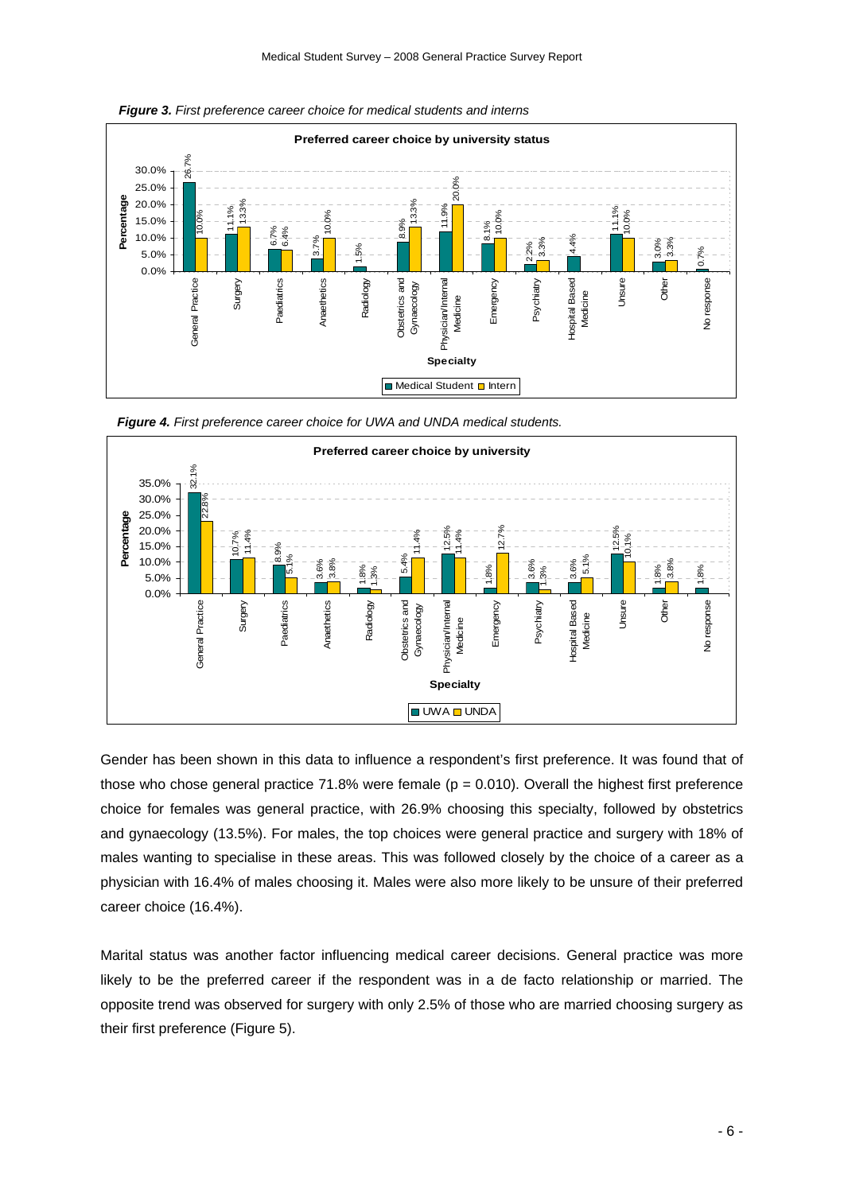*Figure 3. First preference career choice for medical students and interns*

**Preferred career choice by university status**

| Specialty | Medical Student | Intern |
|---|---|---|
| General Practice | 26.7% | 10.0% |
| Surgery | 11.1% | 13.3% |
| Paediatrics | 6.7% | 6.4% |
| Anaethetics | 3.7% | 10.0% |
| Radiology | 1.5% | |
| Obstetrics and Gynaecology | 8.9% | 13.3% |
| Physician/Internal Medicine | 11.9% | 20.0% |
| Emergency | 8.1% | 10.0% |
| Psychiatry | 2.2% | 3.3% |
| Hospital Based Medicine | 4.4% | |
| Unsure | 11.1% | 10.0% |
| Other | 3.0% | 3.3% |
| No response | 0.7% | |

*Figure 4. First preference career choice for UWA and UNDA medical students.*

**Preferred career choice by university**

| Specialty | UWA | UNDA |
|---|---|---|
| General Practice | 32.1% | 22.8% |
| Surgery | 10.7% | 11.4% |
| Paediatrics | 8.9% | 5.1% |
| Anaethetics | 3.6% | 3.8% |
| Radiology | 1.8% | 1.3% |
| Obstetrics and Gynaecology | 5.4% | 11.4% |
| Physician/Internal Medicine | 12.5% | 11.4% |
| Emergency | 1.8% | 12.7% |
| Psychiatry | 3.6% | 1.3% |
| Hospital Based Medicine | 3.6% | 5.1% |
| Unsure | 12.5% | 10.1% |
| Other | 1.8% | 3.8% |
| No response | 1.8% | |

Gender has been shown in this data to influence a respondent's first preference. It was found that of those who chose general practice 71.8% were female ($p = 0.010$). Overall the highest first preference choice for females was general practice, with 26.9% choosing this specialty, followed by obstetrics and gynaecology (13.5%). For males, the top choices were general practice and surgery with 18% of males wanting to specialise in these areas. This was followed closely by the choice of a career as a physician with 16.4% of males choosing it. Males were also more likely to be unsure of their preferred career choice (16.4%).

Marital status was another factor influencing medical career decisions. General practice was more likely to be the preferred career if the respondent was in a de facto relationship or married. The opposite trend was observed for surgery with only 2.5% of those who are married choosing surgery as their first preference (Figure 5).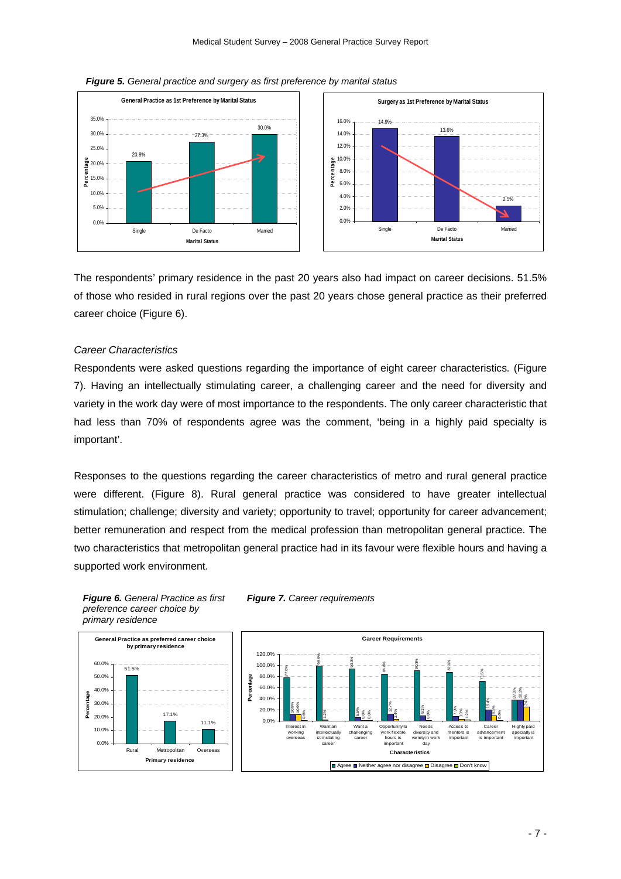*Figure 5. General practice and surgery as first preference by marital status*

The respondents' primary residence in the past 20 years also had impact on career decisions. 51.5% of those who resided in rural regions over the past 20 years chose general practice as their preferred career choice (Figure 6).

*Career Characteristics*

Respondents were asked questions regarding the importance of eight career characteristics. (Figure 7). Having an intellectually stimulating career, a challenging career and the need for diversity and variety in the work day were of most importance to the respondents. The only career characteristic that had less than 70% of respondents agree was the comment, 'being in a highly paid specialty is important'.

Responses to the questions regarding the career characteristics of metro and rural general practice were different. (Figure 8). Rural general practice was considered to have greater intellectual stimulation; challenge; diversity and variety; opportunity to travel; opportunity for career advancement; better remuneration and respect from the medical profession than metropolitan general practice. The two characteristics that metropolitan general practice had in its favour were flexible hours and having a supported work environment.

*Figure 6. General Practice as first preference career choice by primary residence*

*Figure 7. Career requirements*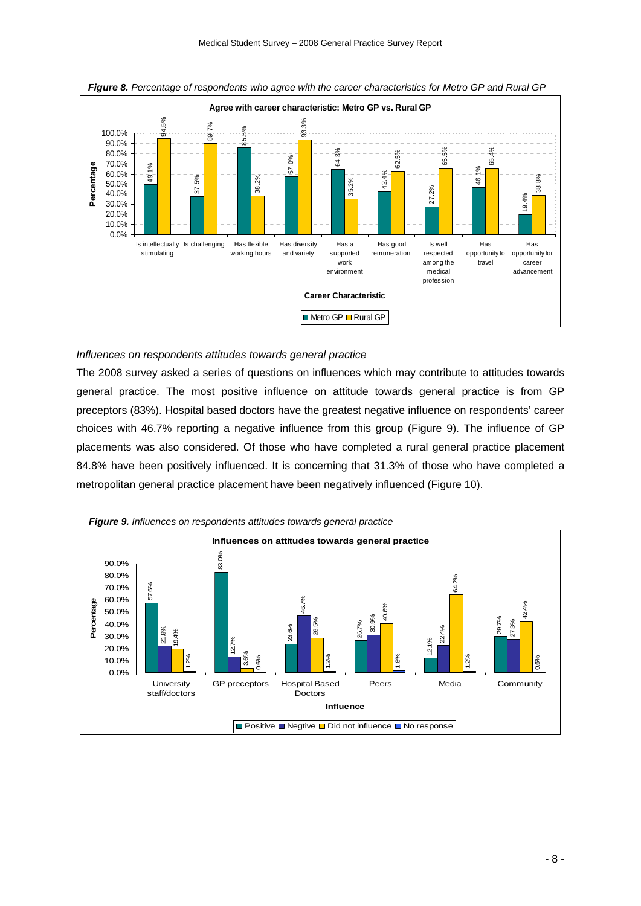*Figure 8. Percentage of respondents who agree with the career characteristics for Metro GP and Rural GP*

*Influences on respondents attitudes towards general practice*

The 2008 survey asked a series of questions on influences which may contribute to attitudes towards general practice. The most positive influence on attitude towards general practice is from GP preceptors (83%). Hospital based doctors have the greatest negative influence on respondents' career choices with 46.7% reporting a negative influence from this group (Figure 9). The influence of GP placements was also considered. Of those who have completed a rural general practice placement 84.8% have been positively influenced. It is concerning that 31.3% of those who have completed a metropolitan general practice placement have been negatively influenced (Figure 10).

*Figure 9. Influences on respondents attitudes towards general practice*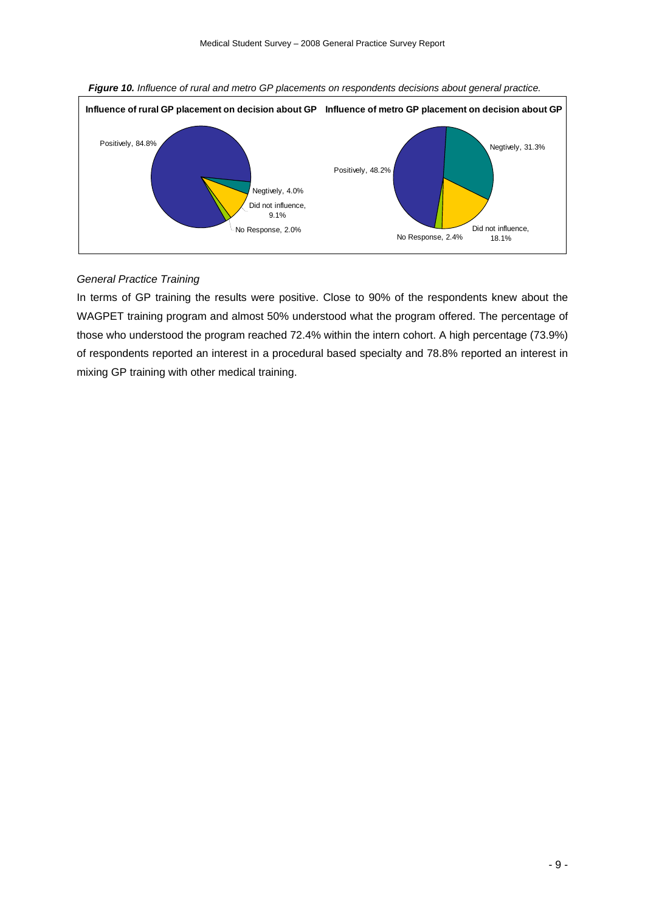***Figure 10.*** *Influence of rural and metro GP placements on respondents decisions about general practice.*

**Influence of rural GP placement on decision about GP**

Positively, 84.8%

Negtively, 4.0%

Did not influence, 9.1%

No Response, 2.0%

**Influence of metro GP placement on decision about GP**

Positively, 48.2%

Negtively, 31.3%

Did not influence, 18.1%

No Response, 2.4%

*General Practice Training*

In terms of GP training the results were positive. Close to 90% of the respondents knew about the WAGPET training program and almost 50% understood what the program offered. The percentage of those who understood the program reached 72.4% within the intern cohort. A high percentage (73.9%) of respondents reported an interest in a procedural based specialty and 78.8% reported an interest in mixing GP training with other medical training.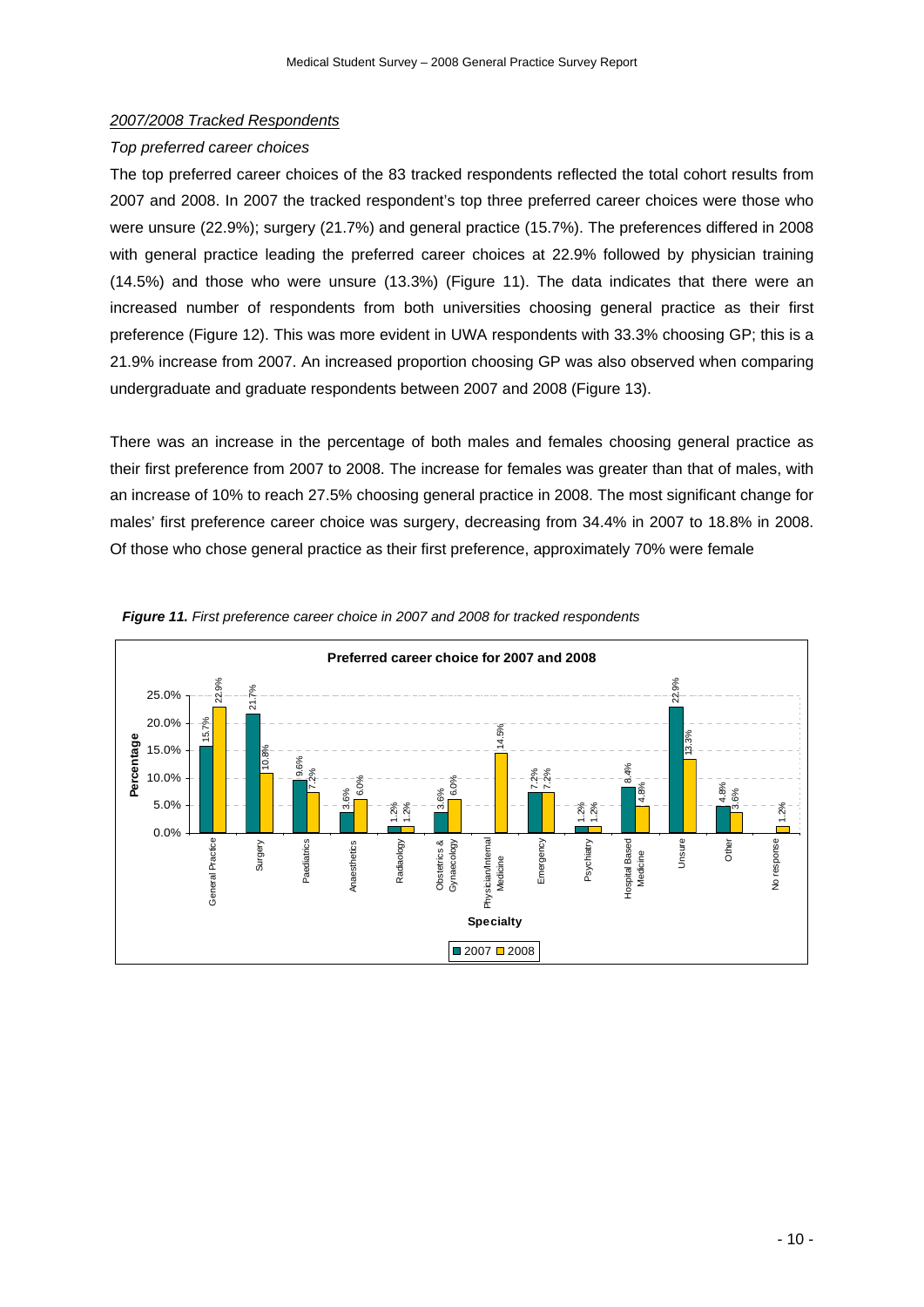*2007/2008 Tracked Respondents*

*Top preferred career choices*

The top preferred career choices of the 83 tracked respondents reflected the total cohort results from 2007 and 2008. In 2007 the tracked respondent's top three preferred career choices were those who were unsure (22.9%); surgery (21.7%) and general practice (15.7%). The preferences differed in 2008 with general practice leading the preferred career choices at 22.9% followed by physician training (14.5%) and those who were unsure (13.3%) (Figure 11). The data indicates that there were an increased number of respondents from both universities choosing general practice as their first preference (Figure 12). This was more evident in UWA respondents with 33.3% choosing GP; this is a 21.9% increase from 2007. An increased proportion choosing GP was also observed when comparing undergraduate and graduate respondents between 2007 and 2008 (Figure 13).

There was an increase in the percentage of both males and females choosing general practice as their first preference from 2007 to 2008. The increase for females was greater than that of males, with an increase of 10% to reach 27.5% choosing general practice in 2008. The most significant change for males' first preference career choice was surgery, decreasing from 34.4% in 2007 to 18.8% in 2008. Of those who chose general practice as their first preference, approximately 70% were female

***Figure 11.*** *First preference career choice in 2007 and 2008 for tracked respondents*

**Preferred career choice for 2007 and 2008**

| Specialty | 2007 | 2008 |
|---|---|---|
| General Practice | 15.7% | 22.9% |
| Surgery | 21.7% | 10.8% |
| Paediatrics | 9.6% | 7.2% |
| Anaesthetics | 3.6% | 6.0% |
| Radiology | 1.2% | 1.2% |
| Obstetrics & Gynaecology | 3.6% | 6.0% |
| Physician/Internal Medicine | | 14.5% |
| Emergency | 7.2% | 7.2% |
| Psychiatry | 1.2% | 1.2% |
| Hospital Based Medicine | 8.4% | 4.8% |
| Unsure | 22.9% | 13.3% |
| Other | 4.8% | 3.6% |
| No response | | 1.2% |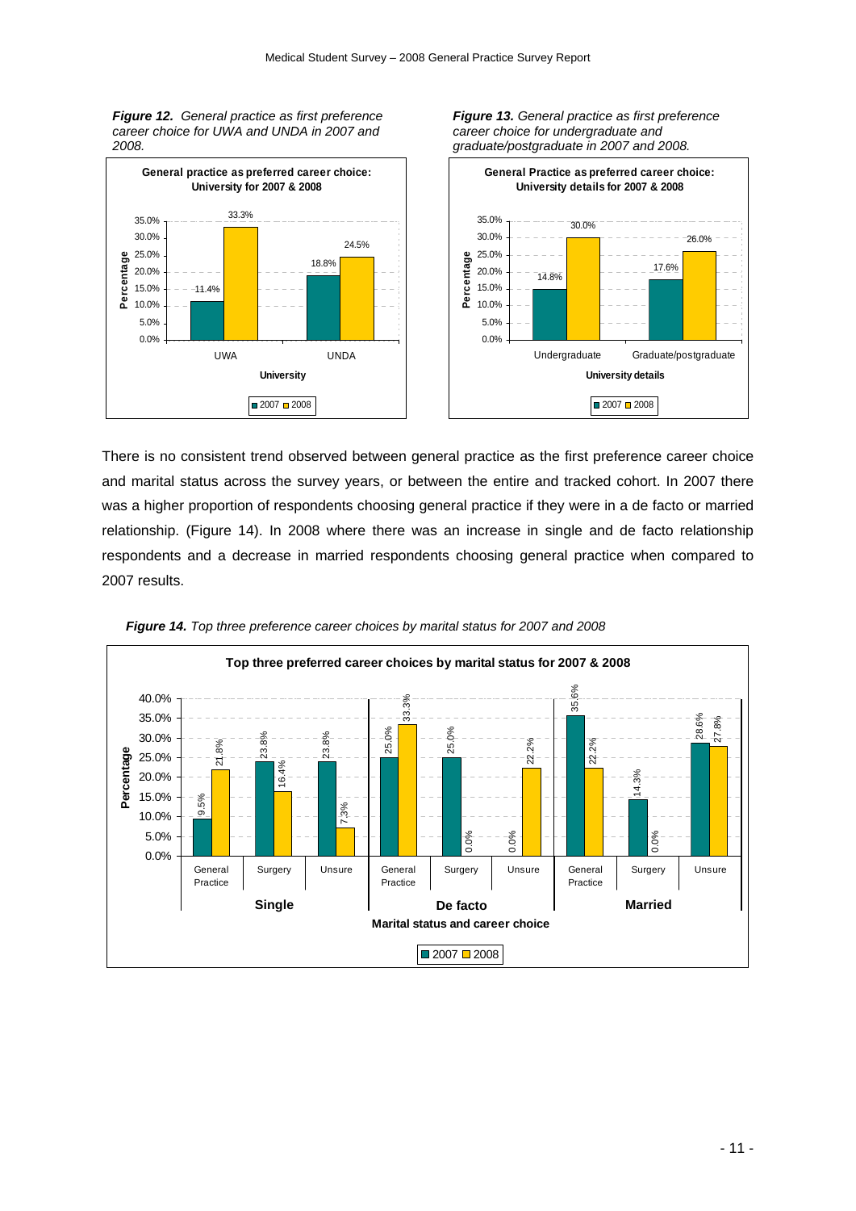*Figure 12.* *General practice as first preference career choice for UWA and UNDA in 2007 and 2008.*

*Figure 13.* *General practice as first preference career choice for undergraduate and graduate/postgraduate in 2007 and 2008.*

There is no consistent trend observed between general practice as the first preference career choice and marital status across the survey years, or between the entire and tracked cohort. In 2007 there was a higher proportion of respondents choosing general practice if they were in a de facto or married relationship. (Figure 14). In 2008 where there was an increase in single and de facto relationship respondents and a decrease in married respondents choosing general practice when compared to 2007 results.

*Figure 14.* *Top three preference career choices by marital status for 2007 and 2008*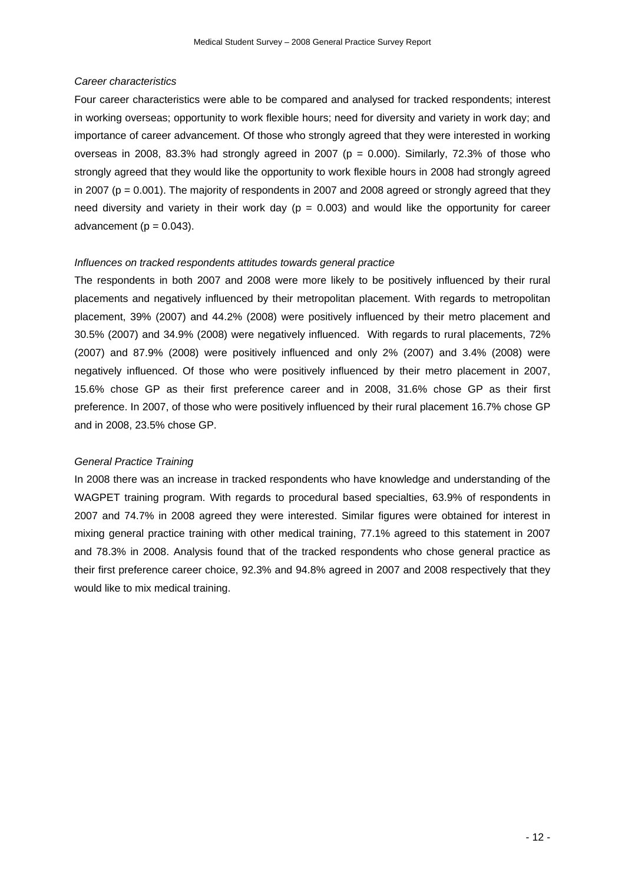*Career characteristics*

Four career characteristics were able to be compared and analysed for tracked respondents; interest in working overseas; opportunity to work flexible hours; need for diversity and variety in work day; and importance of career advancement. Of those who strongly agreed that they were interested in working overseas in 2008, 83.3% had strongly agreed in 2007 ($p = 0.000$). Similarly, 72.3% of those who strongly agreed that they would like the opportunity to work flexible hours in 2008 had strongly agreed in 2007 ($p = 0.001$). The majority of respondents in 2007 and 2008 agreed or strongly agreed that they need diversity and variety in their work day ($p = 0.003$) and would like the opportunity for career advancement ($p = 0.043$).

*Influences on tracked respondents attitudes towards general practice*

The respondents in both 2007 and 2008 were more likely to be positively influenced by their rural placements and negatively influenced by their metropolitan placement. With regards to metropolitan placement, 39% (2007) and 44.2% (2008) were positively influenced by their metro placement and 30.5% (2007) and 34.9% (2008) were negatively influenced. With regards to rural placements, 72% (2007) and 87.9% (2008) were positively influenced and only 2% (2007) and 3.4% (2008) were negatively influenced. Of those who were positively influenced by their metro placement in 2007, 15.6% chose GP as their first preference career and in 2008, 31.6% chose GP as their first preference. In 2007, of those who were positively influenced by their rural placement 16.7% chose GP and in 2008, 23.5% chose GP.

*General Practice Training*

In 2008 there was an increase in tracked respondents who have knowledge and understanding of the WAGPET training program. With regards to procedural based specialties, 63.9% of respondents in 2007 and 74.7% in 2008 agreed they were interested. Similar figures were obtained for interest in mixing general practice training with other medical training, 77.1% agreed to this statement in 2007 and 78.3% in 2008. Analysis found that of the tracked respondents who chose general practice as their first preference career choice, 92.3% and 94.8% agreed in 2007 and 2008 respectively that they would like to mix medical training.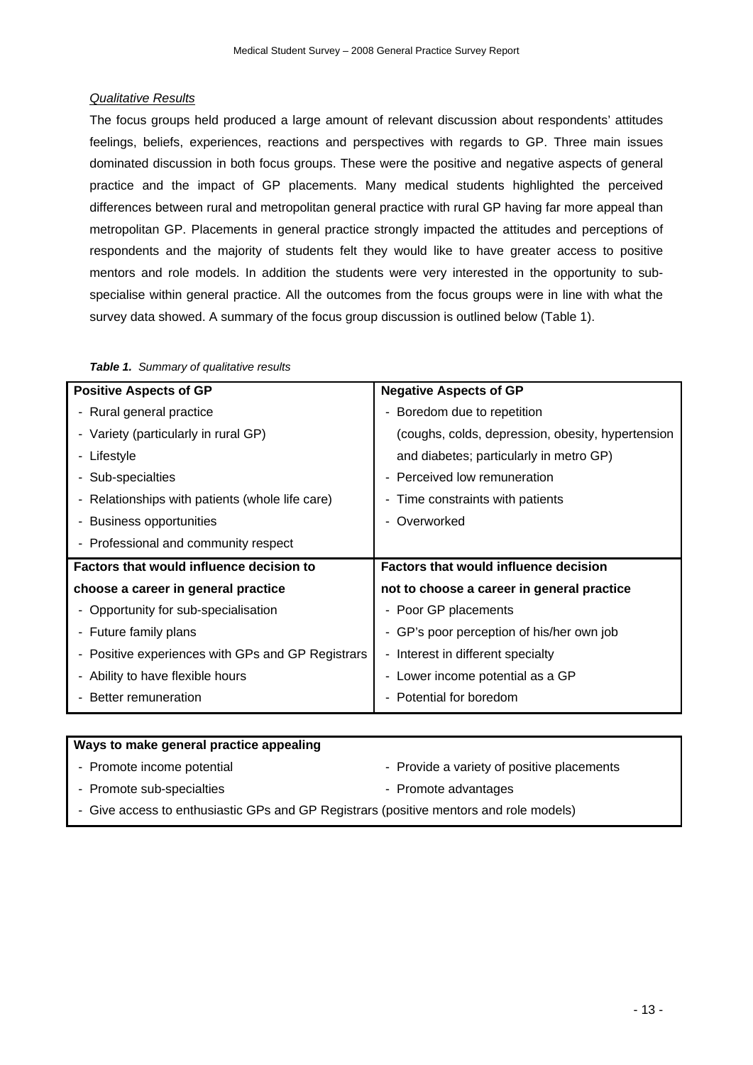*Qualitative Results*

The focus groups held produced a large amount of relevant discussion about respondents' attitudes feelings, beliefs, experiences, reactions and perspectives with regards to GP. Three main issues dominated discussion in both focus groups. These were the positive and negative aspects of general practice and the impact of GP placements. Many medical students highlighted the perceived differences between rural and metropolitan general practice with rural GP having far more appeal than metropolitan GP. Placements in general practice strongly impacted the attitudes and perceptions of respondents and the majority of students felt they would like to have greater access to positive mentors and role models. In addition the students were very interested in the opportunity to sub-specialise within general practice. All the outcomes from the focus groups were in line with what the survey data showed. A summary of the focus group discussion is outlined below (Table 1).

***Table 1.*** *Summary of qualitative results*

| **Positive Aspects of GP** | **Negative Aspects of GP** |
|---|---|
| - Rural general practice<br>- Variety (particularly in rural GP)<br>- Lifestyle<br>- Sub-specialties<br>- Relationships with patients (whole life care)<br>- Business opportunities<br>- Professional and community respect | - Boredom due to repetition (coughs, colds, depression, obesity, hypertension and diabetes; particularly in metro GP)<br>- Perceived low remuneration<br>- Time constraints with patients<br>- Overworked |
| **Factors that would influence decision to choose a career in general practice** | **Factors that would influence decision not to choose a career in general practice** |
| - Opportunity for sub-specialisation<br>- Future family plans<br>- Positive experiences with GPs and GP Registrars<br>- Ability to have flexible hours<br>- Better remuneration | - Poor GP placements<br>- GP's poor perception of his/her own job<br>- Interest in different specialty<br>- Lower income potential as a GP<br>- Potential for boredom |

| **Ways to make general practice appealing** | |
|---|---|
| - Promote income potential | - Provide a variety of positive placements |
| - Promote sub-specialties | - Promote advantages |
| - Give access to enthusiastic GPs and GP Registrars (positive mentors and role models) | |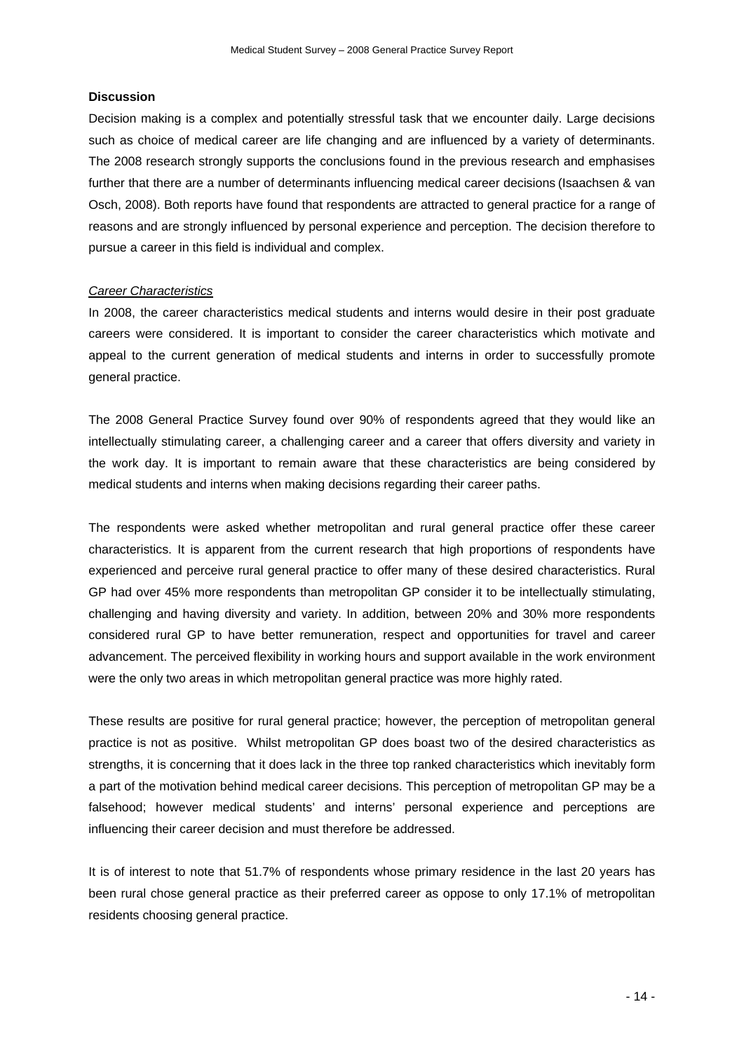**Discussion**

Decision making is a complex and potentially stressful task that we encounter daily. Large decisions such as choice of medical career are life changing and are influenced by a variety of determinants. The 2008 research strongly supports the conclusions found in the previous research and emphasises further that there are a number of determinants influencing medical career decisions (Isaachsen & van Osch, 2008). Both reports have found that respondents are attracted to general practice for a range of reasons and are strongly influenced by personal experience and perception. The decision therefore to pursue a career in this field is individual and complex.

*Career Characteristics*

In 2008, the career characteristics medical students and interns would desire in their post graduate careers were considered. It is important to consider the career characteristics which motivate and appeal to the current generation of medical students and interns in order to successfully promote general practice.

The 2008 General Practice Survey found over 90% of respondents agreed that they would like an intellectually stimulating career, a challenging career and a career that offers diversity and variety in the work day. It is important to remain aware that these characteristics are being considered by medical students and interns when making decisions regarding their career paths.

The respondents were asked whether metropolitan and rural general practice offer these career characteristics. It is apparent from the current research that high proportions of respondents have experienced and perceive rural general practice to offer many of these desired characteristics. Rural GP had over 45% more respondents than metropolitan GP consider it to be intellectually stimulating, challenging and having diversity and variety. In addition, between 20% and 30% more respondents considered rural GP to have better remuneration, respect and opportunities for travel and career advancement. The perceived flexibility in working hours and support available in the work environment were the only two areas in which metropolitan general practice was more highly rated.

These results are positive for rural general practice; however, the perception of metropolitan general practice is not as positive. Whilst metropolitan GP does boast two of the desired characteristics as strengths, it is concerning that it does lack in the three top ranked characteristics which inevitably form a part of the motivation behind medical career decisions. This perception of metropolitan GP may be a falsehood; however medical students' and interns' personal experience and perceptions are influencing their career decision and must therefore be addressed.

It is of interest to note that 51.7% of respondents whose primary residence in the last 20 years has been rural chose general practice as their preferred career as oppose to only 17.1% of metropolitan residents choosing general practice.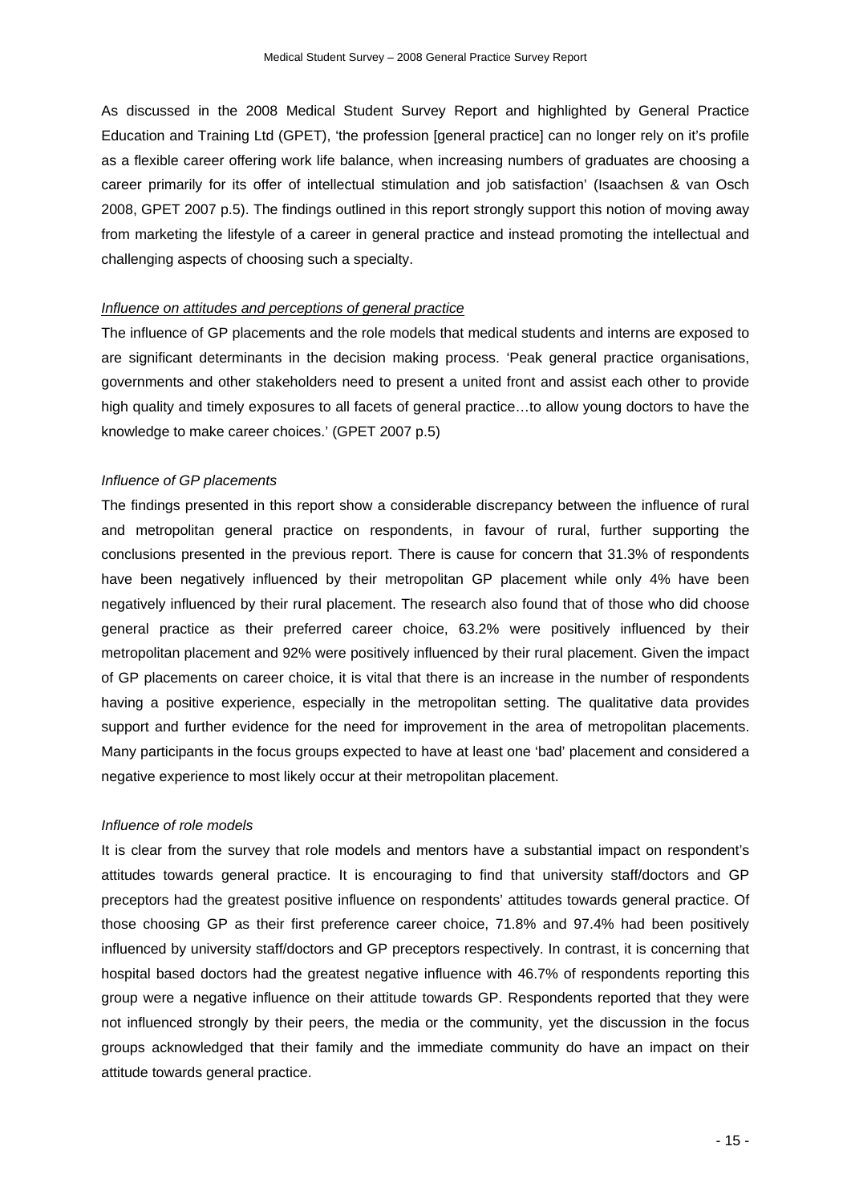As discussed in the 2008 Medical Student Survey Report and highlighted by General Practice Education and Training Ltd (GPET), 'the profession [general practice] can no longer rely on it's profile as a flexible career offering work life balance, when increasing numbers of graduates are choosing a career primarily for its offer of intellectual stimulation and job satisfaction' (Isaachsen & van Osch 2008, GPET 2007 p.5). The findings outlined in this report strongly support this notion of moving away from marketing the lifestyle of a career in general practice and instead promoting the intellectual and challenging aspects of choosing such a specialty.

<u>*Influence on attitudes and perceptions of general practice*</u>

The influence of GP placements and the role models that medical students and interns are exposed to are significant determinants in the decision making process. 'Peak general practice organisations, governments and other stakeholders need to present a united front and assist each other to provide high quality and timely exposures to all facets of general practice…to allow young doctors to have the knowledge to make career choices.' (GPET 2007 p.5)

*Influence of GP placements*

The findings presented in this report show a considerable discrepancy between the influence of rural and metropolitan general practice on respondents, in favour of rural, further supporting the conclusions presented in the previous report. There is cause for concern that 31.3% of respondents have been negatively influenced by their metropolitan GP placement while only 4% have been negatively influenced by their rural placement. The research also found that of those who did choose general practice as their preferred career choice, 63.2% were positively influenced by their metropolitan placement and 92% were positively influenced by their rural placement. Given the impact of GP placements on career choice, it is vital that there is an increase in the number of respondents having a positive experience, especially in the metropolitan setting. The qualitative data provides support and further evidence for the need for improvement in the area of metropolitan placements. Many participants in the focus groups expected to have at least one 'bad' placement and considered a negative experience to most likely occur at their metropolitan placement.

*Influence of role models*

It is clear from the survey that role models and mentors have a substantial impact on respondent's attitudes towards general practice. It is encouraging to find that university staff/doctors and GP preceptors had the greatest positive influence on respondents' attitudes towards general practice. Of those choosing GP as their first preference career choice, 71.8% and 97.4% had been positively influenced by university staff/doctors and GP preceptors respectively. In contrast, it is concerning that hospital based doctors had the greatest negative influence with 46.7% of respondents reporting this group were a negative influence on their attitude towards GP. Respondents reported that they were not influenced strongly by their peers, the media or the community, yet the discussion in the focus groups acknowledged that their family and the immediate community do have an impact on their attitude towards general practice.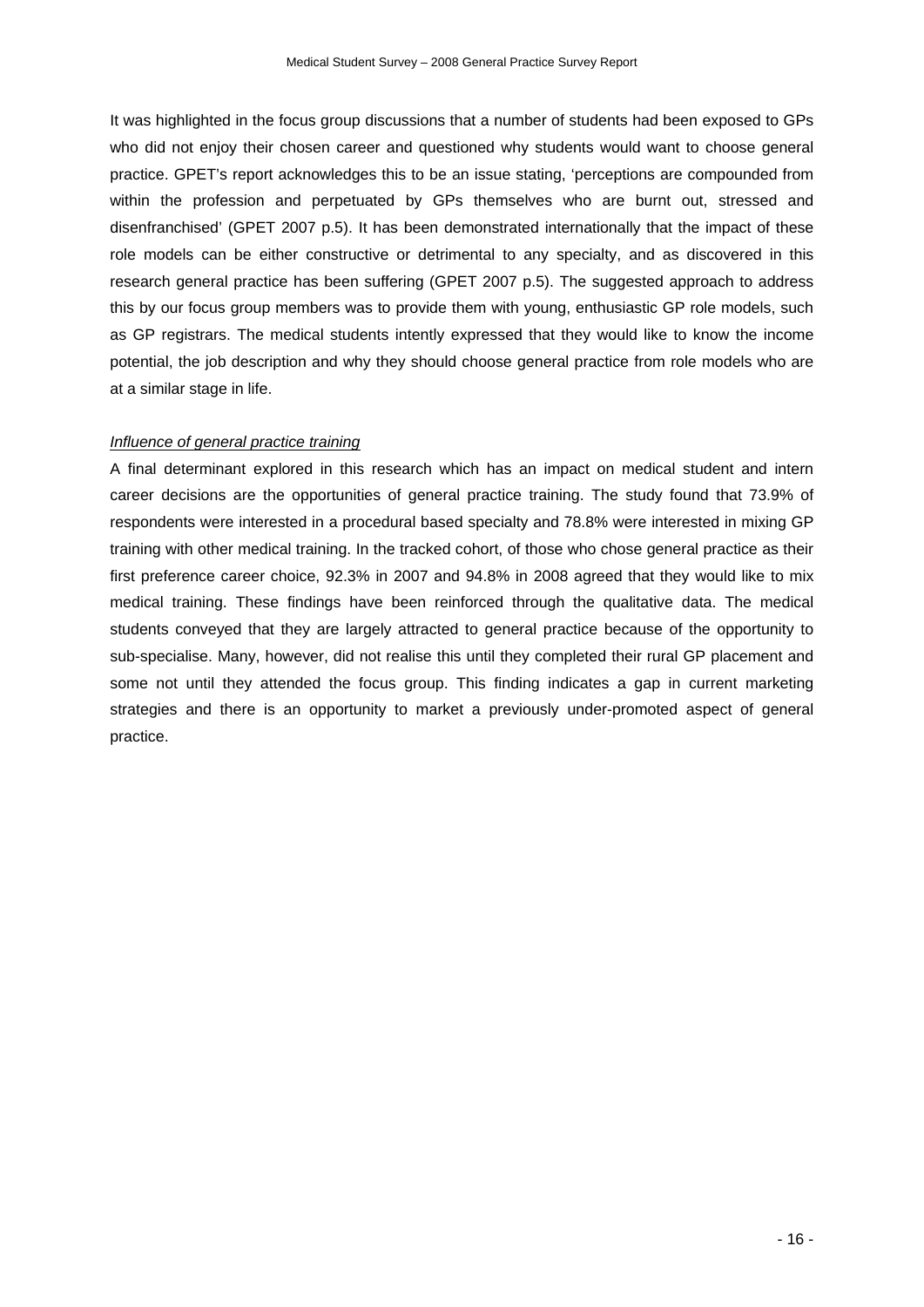It was highlighted in the focus group discussions that a number of students had been exposed to GPs who did not enjoy their chosen career and questioned why students would want to choose general practice. GPET's report acknowledges this to be an issue stating, 'perceptions are compounded from within the profession and perpetuated by GPs themselves who are burnt out, stressed and disenfranchised' (GPET 2007 p.5). It has been demonstrated internationally that the impact of these role models can be either constructive or detrimental to any specialty, and as discovered in this research general practice has been suffering (GPET 2007 p.5). The suggested approach to address this by our focus group members was to provide them with young, enthusiastic GP role models, such as GP registrars. The medical students intently expressed that they would like to know the income potential, the job description and why they should choose general practice from role models who are at a similar stage in life.

*Influence of general practice training*

A final determinant explored in this research which has an impact on medical student and intern career decisions are the opportunities of general practice training. The study found that 73.9% of respondents were interested in a procedural based specialty and 78.8% were interested in mixing GP training with other medical training. In the tracked cohort, of those who chose general practice as their first preference career choice, 92.3% in 2007 and 94.8% in 2008 agreed that they would like to mix medical training. These findings have been reinforced through the qualitative data. The medical students conveyed that they are largely attracted to general practice because of the opportunity to sub-specialise. Many, however, did not realise this until they completed their rural GP placement and some not until they attended the focus group. This finding indicates a gap in current marketing strategies and there is an opportunity to market a previously under-promoted aspect of general practice.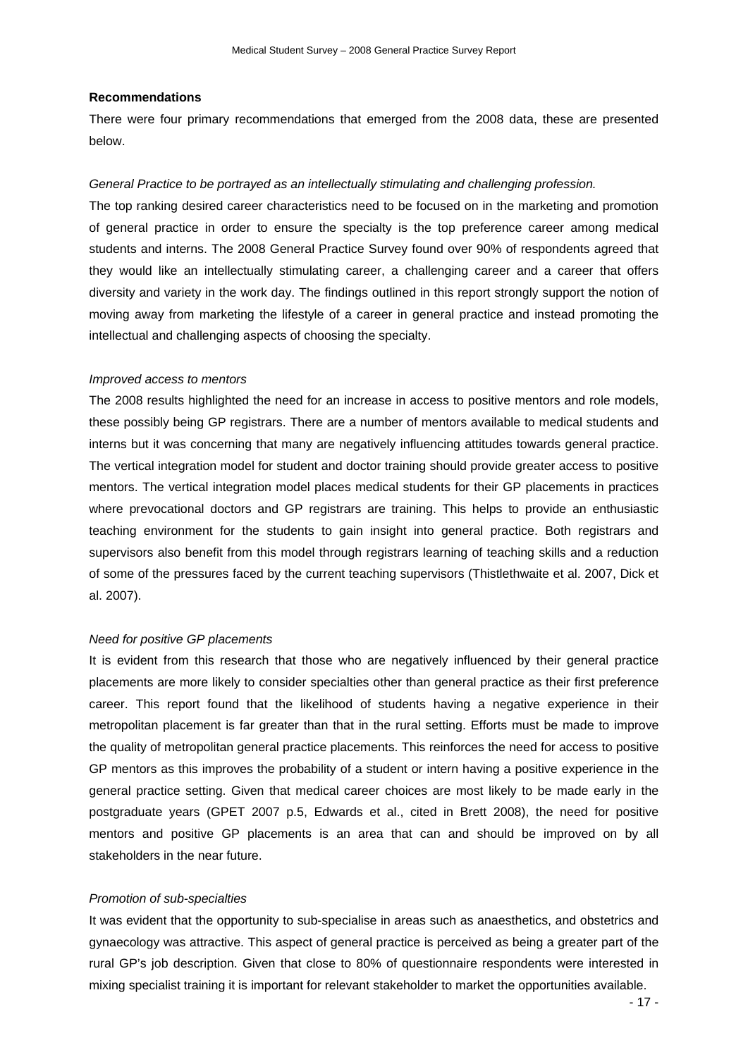**Recommendations**

There were four primary recommendations that emerged from the 2008 data, these are presented below.

*General Practice to be portrayed as an intellectually stimulating and challenging profession.*

The top ranking desired career characteristics need to be focused on in the marketing and promotion of general practice in order to ensure the specialty is the top preference career among medical students and interns. The 2008 General Practice Survey found over 90% of respondents agreed that they would like an intellectually stimulating career, a challenging career and a career that offers diversity and variety in the work day. The findings outlined in this report strongly support the notion of moving away from marketing the lifestyle of a career in general practice and instead promoting the intellectual and challenging aspects of choosing the specialty.

*Improved access to mentors*

The 2008 results highlighted the need for an increase in access to positive mentors and role models, these possibly being GP registrars. There are a number of mentors available to medical students and interns but it was concerning that many are negatively influencing attitudes towards general practice. The vertical integration model for student and doctor training should provide greater access to positive mentors. The vertical integration model places medical students for their GP placements in practices where prevocational doctors and GP registrars are training. This helps to provide an enthusiastic teaching environment for the students to gain insight into general practice. Both registrars and supervisors also benefit from this model through registrars learning of teaching skills and a reduction of some of the pressures faced by the current teaching supervisors (Thistlethwaite et al. 2007, Dick et al. 2007).

*Need for positive GP placements*

It is evident from this research that those who are negatively influenced by their general practice placements are more likely to consider specialties other than general practice as their first preference career. This report found that the likelihood of students having a negative experience in their metropolitan placement is far greater than that in the rural setting. Efforts must be made to improve the quality of metropolitan general practice placements. This reinforces the need for access to positive GP mentors as this improves the probability of a student or intern having a positive experience in the general practice setting. Given that medical career choices are most likely to be made early in the postgraduate years (GPET 2007 p.5, Edwards et al., cited in Brett 2008), the need for positive mentors and positive GP placements is an area that can and should be improved on by all stakeholders in the near future.

*Promotion of sub-specialties*

It was evident that the opportunity to sub-specialise in areas such as anaesthetics, and obstetrics and gynaecology was attractive. This aspect of general practice is perceived as being a greater part of the rural GP's job description. Given that close to 80% of questionnaire respondents were interested in mixing specialist training it is important for relevant stakeholder to market the opportunities available.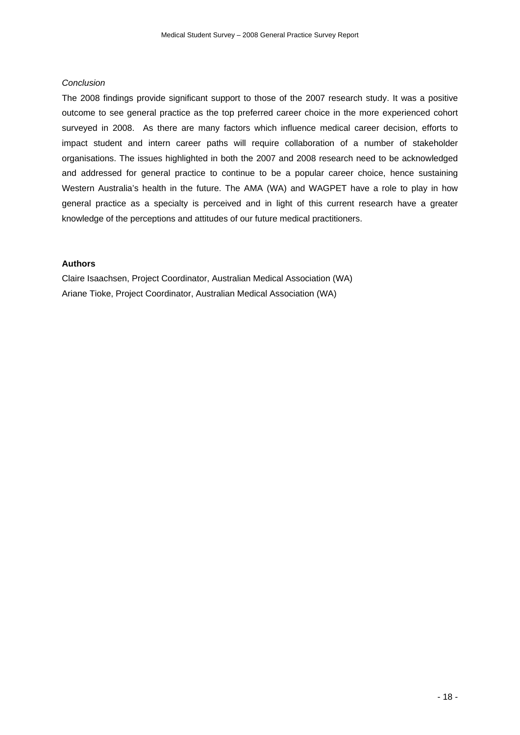*Conclusion*

The 2008 findings provide significant support to those of the 2007 research study. It was a positive outcome to see general practice as the top preferred career choice in the more experienced cohort surveyed in 2008. As there are many factors which influence medical career decision, efforts to impact student and intern career paths will require collaboration of a number of stakeholder organisations. The issues highlighted in both the 2007 and 2008 research need to be acknowledged and addressed for general practice to continue to be a popular career choice, hence sustaining Western Australia's health in the future. The AMA (WA) and WAGPET have a role to play in how general practice as a specialty is perceived and in light of this current research have a greater knowledge of the perceptions and attitudes of our future medical practitioners.

**Authors**

Claire Isaachsen, Project Coordinator, Australian Medical Association (WA)

Ariane Tioke, Project Coordinator, Australian Medical Association (WA)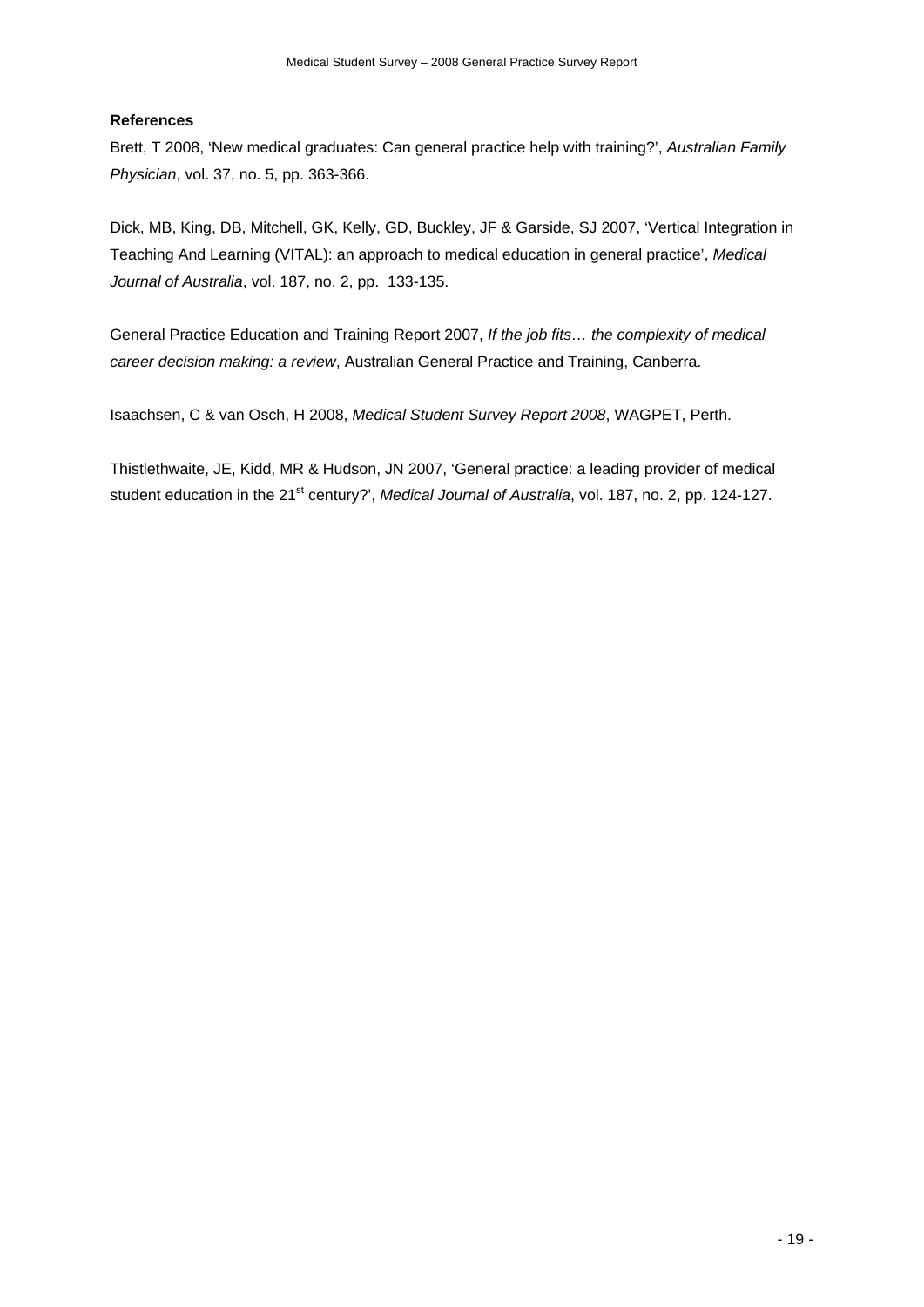**References**

Brett, T 2008, 'New medical graduates: Can general practice help with training?', *Australian Family Physician*, vol. 37, no. 5, pp. 363-366.

Dick, MB, King, DB, Mitchell, GK, Kelly, GD, Buckley, JF & Garside, SJ 2007, 'Vertical Integration in Teaching And Learning (VITAL): an approach to medical education in general practice', *Medical Journal of Australia*, vol. 187, no. 2, pp. 133-135.

General Practice Education and Training Report 2007, *If the job fits… the complexity of medical career decision making: a review*, Australian General Practice and Training, Canberra.

Isaachsen, C & van Osch, H 2008, *Medical Student Survey Report 2008*, WAGPET, Perth.

Thistlethwaite, JE, Kidd, MR & Hudson, JN 2007, 'General practice: a leading provider of medical student education in the 21st century?', *Medical Journal of Australia*, vol. 187, no. 2, pp. 124-127.